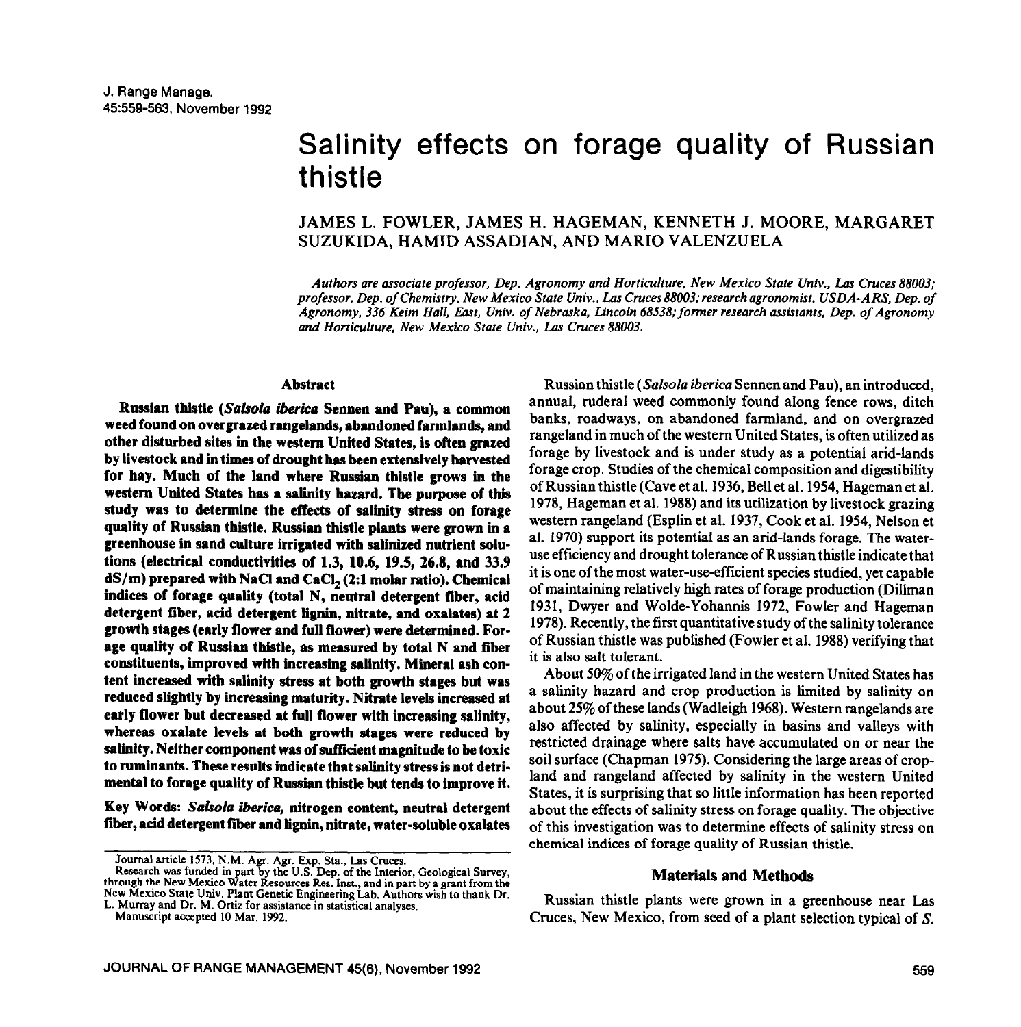# Salinity effects on forage quality of Russian thistle

JAMES L. FOWLER, JAMES H. HAGEMAN, KENNETH J. MOORE, MARGARET SUZUKIDA, HAMID ASSADIAN, AND MARIO VALENZUELA

*Authors are associate professor, Dep. Agronomy and Horticulture, New Mexico State Univ., Las Cruces 88003; professor, Dep. of Chemistry, New Mexico State Univ., Las Cruces 88003; research agronomist, USDA-ARS, Dep. of Agronomy, 336 Keim Hall, East, Univ. of Nebraska, Lincoln 68538; former research assistants, Dep. of Agronomy and Horticulture, New Mexico State Univ., Las Cruces 88003.*

### Abstract

**Russian thistle (*Salsola iberica* Sennen and Pau), a common weed found on overgrazed rangelands, abandoned farmlands, and other disturbed sites in the western United States, is often grazed by livestock and in times of drought has been extensively harvested for hay. Much of the land where Russian thistle grows in the western United States has a salinity hazard. The purpose of this study was to determine the effects of salinity stress on forage quality of Russian thistle. Russian thistle plants were grown in a greenhouse in sand culture irrigated with salinized nutrient solutions (electrical conductivities of 1.3, 10.6, 19.5, 26.8, and 33.9 dS/m) prepared with NaCl and $CaCl_2$ (2:1 molar ratio). Chemical indices of forage quality (total N, neutral detergent fiber, acid detergent fiber, acid detergent lignin, nitrate, and oxalates) at 2 growth stages (early flower and full flower) were determined. Forage quality of Russian thistle, as measured by total N and fiber constituents, improved with increasing salinity. Mineral ash content increased with salinity stress at both growth stages but was reduced slightly by increasing maturity. Nitrate levels increased at early flower but decreased at full flower with increasing salinity, whereas oxalate levels at both growth stages were reduced by salinity. Neither component was of sufficient magnitude to be toxic to ruminants. These results indicate that salinity stress is not detrimental to forage quality of Russian thistle but tends to improve it.**

**Key Words: *Salsola iberica,* nitrogen content, neutral detergent fiber, acid detergent fiber and lignin, nitrate, water-soluble oxalates**

Journal article 1573, N.M. Agr. Agr. Exp. Sta., Las Cruces.
Research was funded in part by the U.S. Dep. of the Interior, Geological Survey, through the New Mexico Water Resources Res. Inst., and in part by a grant from the New Mexico State Univ. Plant Genetic Engineering Lab. Authors wish to thank Dr. L. Murray and Dr. M. Ortiz for assistance in statistical analyses.
Manuscript accepted 10 Mar. 1992.

Russian thistle (*Salsola iberica* Sennen and Pau), an introduced, annual, ruderal weed commonly found along fence rows, ditch banks, roadways, on abandoned farmland, and on overgrazed rangeland in much of the western United States, is often utilized as forage by livestock and is under study as a potential arid-lands forage crop. Studies of the chemical composition and digestibility of Russian thistle (Cave et al. 1936, Bell et al. 1954, Hageman et al. 1978, Hageman et al. 1988) and its utilization by livestock grazing western rangeland (Esplin et al. 1937, Cook et al. 1954, Nelson et al. 1970) support its potential as an arid-lands forage. The water-use efficiency and drought tolerance of Russian thistle indicate that it is one of the most water-use-efficient species studied, yet capable of maintaining relatively high rates of forage production (Dillman 1931, Dwyer and Wolde-Yohannis 1972, Fowler and Hageman 1978). Recently, the first quantitative study of the salinity tolerance of Russian thistle was published (Fowler et al. 1988) verifying that it is also salt tolerant.

About 50% of the irrigated land in the western United States has a salinity hazard and crop production is limited by salinity on about 25% of these lands (Wadleigh 1968). Western rangelands are also affected by salinity, especially in basins and valleys with restricted drainage where salts have accumulated on or near the soil surface (Chapman 1975). Considering the large areas of cropland and rangeland affected by salinity in the western United States, it is surprising that so little information has been reported about the effects of salinity stress on forage quality. The objective of this investigation was to determine effects of salinity stress on chemical indices of forage quality of Russian thistle.

## Materials and Methods

Russian thistle plants were grown in a greenhouse near Las Cruces, New Mexico, from seed of a plant selection typical of *S.*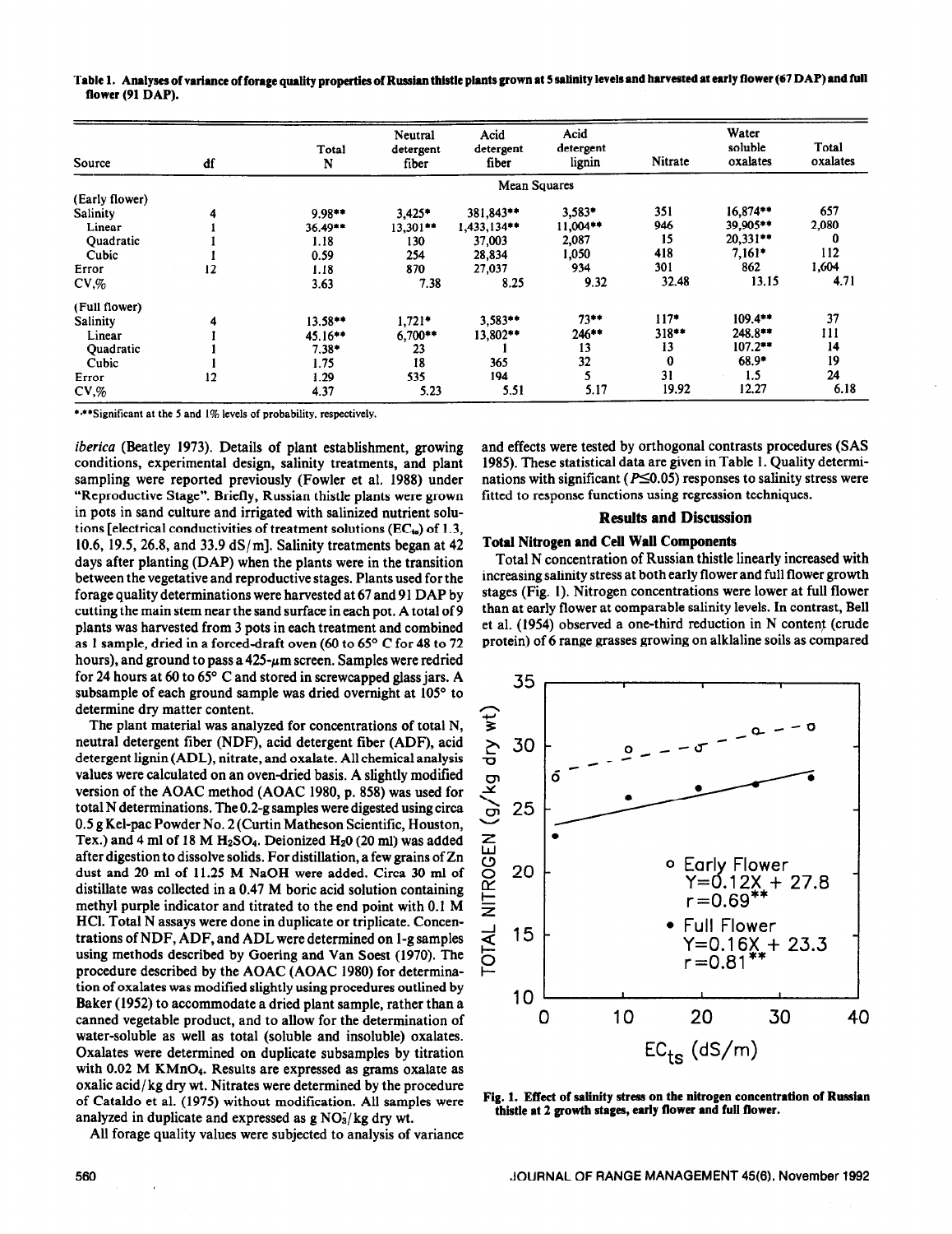**Table 1. Analyses of variance of forage quality properties of Russian thistle plants grown at 5 salinity levels and harvested at early flower (67 DAP) and full flower (91 DAP).**

| Source | df | Total N | Neutral detergent fiber | Acid detergent fiber | Acid detergent lignin | Nitrate | Water soluble oxalates | Total oxalates |
|---|---|---|---|---|---|---|---|---|
| | | Mean Squares | | | | | | |
| (Early flower) | | | | | | | | |
| Salinity | 4 | 9.98** | 3,425* | 381,843** | 3,583* | 351 | 16,874** | 657 |
| Linear | 1 | 36.49** | 13,301** | 1,433,134** | 11,004** | 946 | 39,905** | 2,080 |
| Quadratic | 1 | 1.18 | 130 | 37,003 | 2,087 | 15 | 20,331** | 0 |
| Cubic | 1 | 0.59 | 254 | 28,834 | 1,050 | 418 | 7,161* | 112 |
| Error | 12 | 1.18 | 870 | 27,037 | 934 | 301 | 862 | 1,604 |
| CV,% | | 3.63 | 7.38 | 8.25 | 9.32 | 32.48 | 13.15 | 4.71 |
| (Full flower) | | | | | | | | |
| Salinity | 4 | 13.58** | 1,721* | 3,583** | 73** | 117* | 109.4** | 37 |
| Linear | 1 | 45.16** | 6,700** | 13,802** | 246** | 318** | 248.8** | 111 |
| Quadratic | 1 | 7.38* | 23 | 1 | 13 | 13 | 107.2** | 14 |
| Cubic | 1 | 1.75 | 18 | 365 | 32 | 0 | 68.9* | 19 |
| Error | 12 | 1.29 | 535 | 194 | 5 | 31 | 1.5 | 24 |
| CV,% | | 4.37 | 5.23 | 5.51 | 5.17 | 19.92 | 12.27 | 6.18 |

*,**Significant at the 5 and 1% levels of probability, respectively.

*iberica* (Beatley 1973). Details of plant establishment, growing conditions, experimental design, salinity treatments, and plant sampling were reported previously (Fowler et al. 1988) under "Reproductive Stage". Briefly, Russian thistle plants were grown in pots in sand culture and irrigated with salinized nutrient solutions [electrical conductivities of treatment solutions ($EC_{ts}$) of 1.3, 10.6, 19.5, 26.8, and 33.9 dS/m]. Salinity treatments began at 42 days after planting (DAP) when the plants were in the transition between the vegetative and reproductive stages. Plants used for the forage quality determinations were harvested at 67 and 91 DAP by cutting the main stem near the sand surface in each pot. A total of 9 plants was harvested from 3 pots in each treatment and combined as 1 sample, dried in a forced-draft oven (60 to 65° C for 48 to 72 hours), and ground to pass a 425-μm screen. Samples were redried for 24 hours at 60 to 65° C and stored in screwcapped glass jars. A subsample of each ground sample was dried overnight at 105° to determine dry matter content.

The plant material was analyzed for concentrations of total N, neutral detergent fiber (NDF), acid detergent fiber (ADF), acid detergent lignin (ADL), nitrate, and oxalate. All chemical analysis values were calculated on an oven-dried basis. A slightly modified version of the AOAC method (AOAC 1980, p. 858) was used for total N determinations. The 0.2-g samples were digested using circa 0.5 g Kel-pac Powder No. 2 (Curtin Matheson Scientific, Houston, Tex.) and 4 ml of 18 M $H_2SO_4$. Deionized $H_2O$ (20 ml) was added after digestion to dissolve solids. For distillation, a few grains of Zn dust and 20 ml of 11.25 M NaOH were added. Circa 30 ml of distillate was collected in a 0.47 M boric acid solution containing methyl purple indicator and titrated to the end point with 0.1 M HCl. Total N assays were done in duplicate or triplicate. Concentrations of NDF, ADF, and ADL were determined on 1-g samples using methods described by Goering and Van Soest (1970). The procedure described by the AOAC (AOAC 1980) for determination of oxalates was modified slightly using procedures outlined by Baker (1952) to accommodate a dried plant sample, rather than a canned vegetable product, and to allow for the determination of water-soluble as well as total (soluble and insoluble) oxalates. Oxalates were determined on duplicate subsamples by titration with 0.02 M $KMnO_4$. Results are expressed as grams oxalate as oxalic acid/kg dry wt. Nitrates were determined by the procedure of Cataldo et al. (1975) without modification. All samples were analyzed in duplicate and expressed as g $NO_3$/kg dry wt.

All forage quality values were subjected to analysis of variance and effects were tested by orthogonal contrasts procedures (SAS 1985). These statistical data are given in Table 1. Quality determinations with significant ($P \leq 0.05$) responses to salinity stress were fitted to response functions using regression techniques.

## Results and Discussion

### Total Nitrogen and Cell Wall Components

Total N concentration of Russian thistle linearly increased with increasing salinity stress at both early flower and full flower growth stages (Fig. 1). Nitrogen concentrations were lower at full flower than at early flower at comparable salinity levels. In contrast, Bell et al. (1954) observed a one-third reduction in N content (crude protein) of 6 range grasses growing on alkaline soils as compared

Fig. 1. Effect of salinity stress on the nitrogen concentration of Russian thistle at 2 growth stages, early flower and full flower.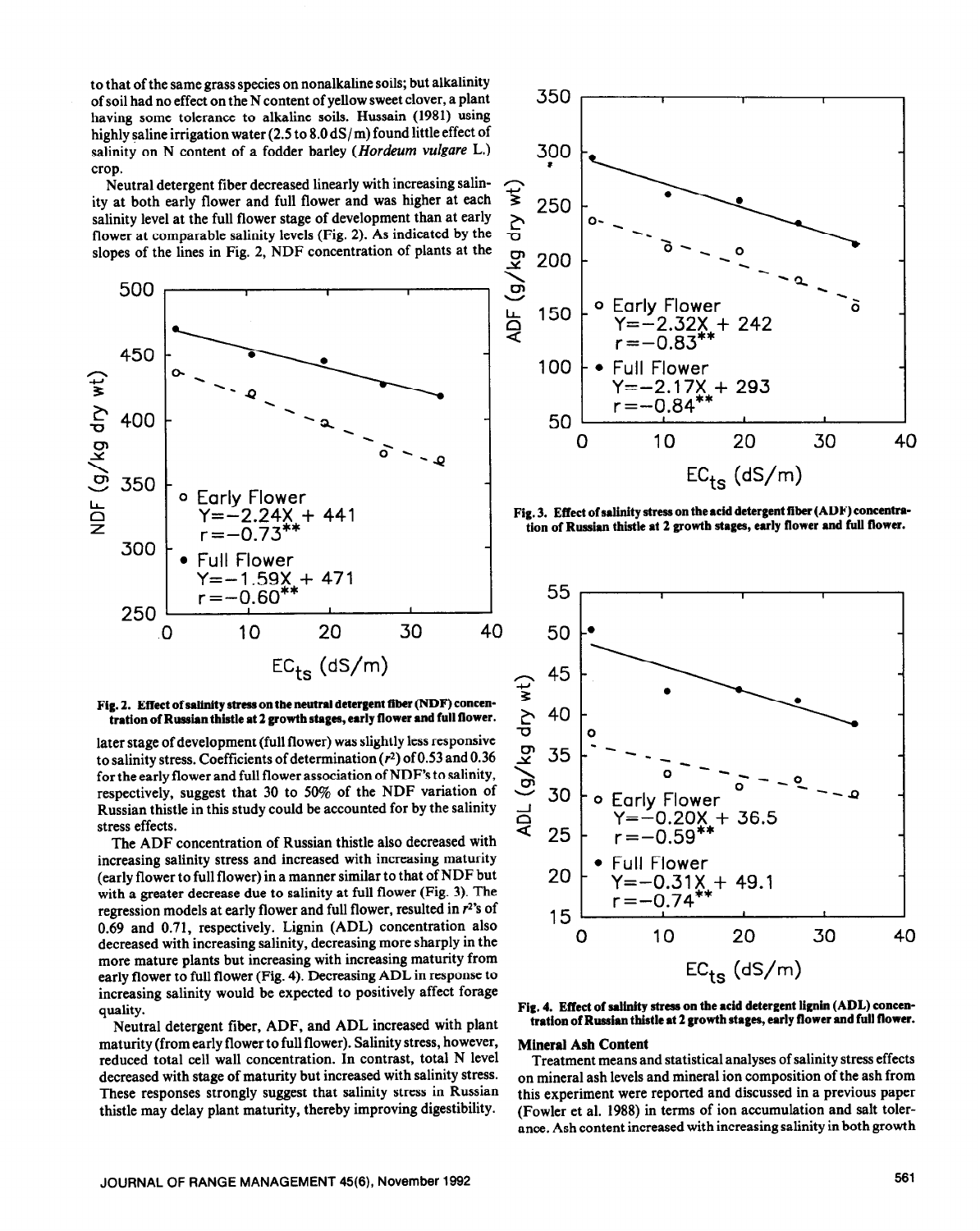to that of the same grass species on nonalkaline soils; but alkalinity of soil had no effect on the N content of yellow sweet clover, a plant having some tolerance to alkaline soils. Hussain (1981) using highly saline irrigation water (2.5 to 8.0 dS/m) found little effect of salinity on N content of a fodder barley (*Hordeum vulgare* L.) crop.

Neutral detergent fiber decreased linearly with increasing salinity at both early flower and full flower and was higher at each salinity level at the full flower stage of development than at early flower at comparable salinity levels (Fig. 2). As indicated by the slopes of the lines in Fig. 2, NDF concentration of plants at the later stage of development (full flower) was slightly less responsive to salinity stress. Coefficients of determination ($r^2$) of 0.53 and 0.36 for the early flower and full flower association of NDF's to salinity, respectively, suggest that 30 to 50% of the NDF variation of Russian thistle in this study could be accounted for by the salinity stress effects.

**Fig. 2. Effect of salinity stress on the neutral detergent fiber (NDF) concentration of Russian thistle at 2 growth stages, early flower and full flower.**

The ADF concentration of Russian thistle also decreased with increasing salinity stress and increased with increasing maturity (early flower to full flower) in a manner similar to that of NDF but with a greater decrease due to salinity at full flower (Fig. 3). The regression models at early flower and full flower, resulted in $r^2$'s of 0.69 and 0.71, respectively. Lignin (ADL) concentration also decreased with increasing salinity, decreasing more sharply in the more mature plants but increasing with increasing maturity from early flower to full flower (Fig. 4). Decreasing ADL in response to increasing salinity would be expected to positively affect forage quality.

Neutral detergent fiber, ADF, and ADL increased with plant maturity (from early flower to full flower). Salinity stress, however, reduced total cell wall concentration. In contrast, total N level decreased with stage of maturity but increased with salinity stress. These responses strongly suggest that salinity stress in Russian thistle may delay plant maturity, thereby improving digestibility.

**Fig. 3. Effect of salinity stress on the acid detergent fiber (ADF) concentration of Russian thistle at 2 growth stages, early flower and full flower.**

**Fig. 4. Effect of salinity stress on the acid detergent lignin (ADL) concentration of Russian thistle at 2 growth stages, early flower and full flower.**

## Mineral Ash Content

Treatment means and statistical analyses of salinity stress effects on mineral ash levels and mineral ion composition of the ash from this experiment were reported and discussed in a previous paper (Fowler et al. 1988) in terms of ion accumulation and salt tolerance. Ash content increased with increasing salinity in both growth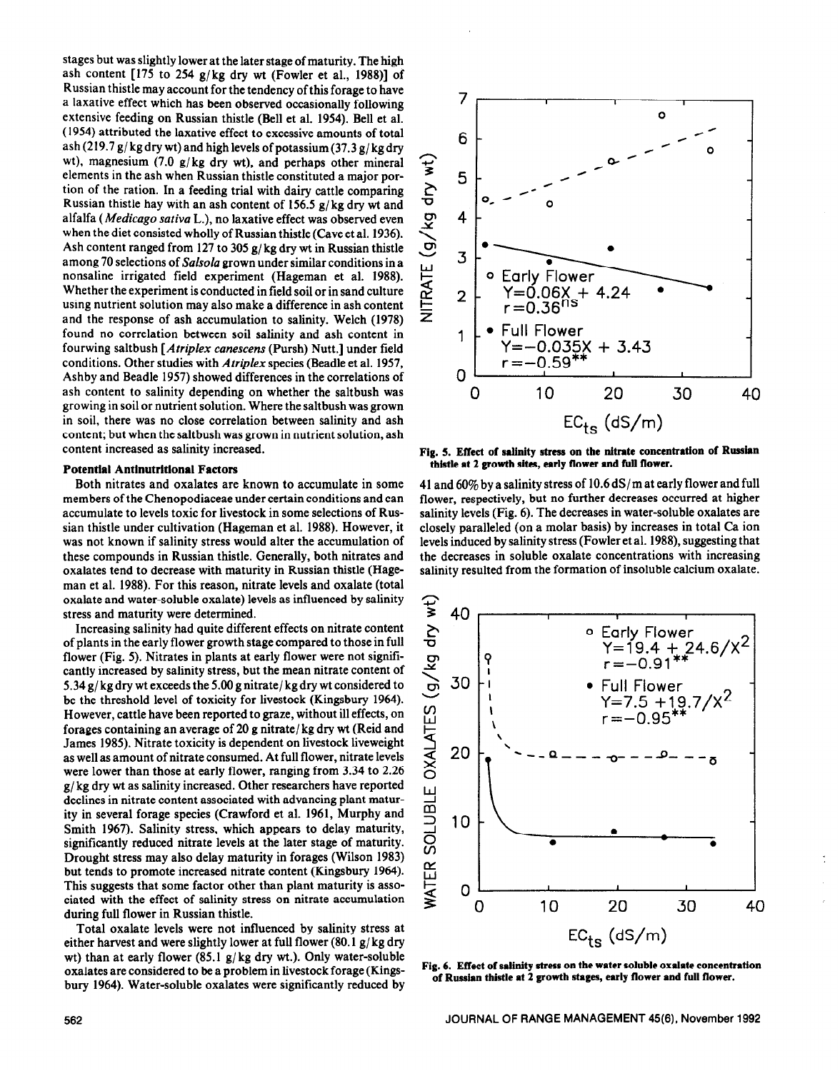stages but was slightly lower at the later stage of maturity. The high ash content [175 to 254 g/kg dry wt (Fowler et al., 1988)] of Russian thistle may account for the tendency of this forage to have a laxative effect which has been observed occasionally following extensive feeding on Russian thistle (Bell et al. 1954). Bell et al. (1954) attributed the laxative effect to excessive amounts of total ash (219.7 g/kg dry wt) and high levels of potassium (37.3 g/kg dry wt), magnesium (7.0 g/kg dry wt), and perhaps other mineral elements in the ash when Russian thistle constituted a major portion of the ration. In a feeding trial with dairy cattle comparing Russian thistle hay with an ash content of 156.5 g/kg dry wt and alfalfa (*Medicago sativa* L.), no laxative effect was observed even when the diet consisted wholly of Russian thistle (Cave et al. 1936). Ash content ranged from 127 to 305 g/kg dry wt in Russian thistle among 70 selections of *Salsola* grown under similar conditions in a nonsaline irrigated field experiment (Hageman et al. 1988). Whether the experiment is conducted in field soil or in sand culture using nutrient solution may also make a difference in ash content and the response of ash accumulation to salinity. Welch (1978) found no correlation between soil salinity and ash content in fourwing saltbush [*Atriplex canescens* (Pursh) Nutt.] under field conditions. Other studies with *Atriplex* species (Beadle et al. 1957, Ashby and Beadle 1957) showed differences in the correlations of ash content to salinity depending on whether the saltbush was growing in soil or nutrient solution. Where the saltbush was grown in soil, there was no close correlation between salinity and ash content; but when the saltbush was grown in nutrient solution, ash content increased as salinity increased.

### Potential Antinutritional Factors

Both nitrates and oxalates are known to accumulate in some members of the Chenopodiaceae under certain conditions and can accumulate to levels toxic for livestock in some selections of Russian thistle under cultivation (Hageman et al. 1988). However, it was not known if salinity stress would alter the accumulation of these compounds in Russian thistle. Generally, both nitrates and oxalates tend to decrease with maturity in Russian thistle (Hageman et al. 1988). For this reason, nitrate levels and oxalate (total oxalate and water-soluble oxalate) levels as influenced by salinity stress and maturity were determined.

Increasing salinity had quite different effects on nitrate content of plants in the early flower growth stage compared to those in full flower (Fig. 5). Nitrates in plants at early flower were not significantly increased by salinity stress, but the mean nitrate content of 5.34 g/kg dry wt exceeds the 5.00 g nitrate/kg dry wt considered to be the threshold level of toxicity for livestock (Kingsbury 1964). However, cattle have been reported to graze, without ill effects, on forages containing an average of 20 g nitrate/kg dry wt (Reid and James 1985). Nitrate toxicity is dependent on livestock liveweight as well as amount of nitrate consumed. At full flower, nitrate levels were lower than those at early flower, ranging from 3.34 to 2.26 g/kg dry wt as salinity increased. Other researchers have reported declines in nitrate content associated with advancing plant maturity in several forage species (Crawford et al. 1961, Murphy and Smith 1967). Salinity stress, which appears to delay maturity, significantly reduced nitrate levels at the later stage of maturity. Drought stress may also delay maturity in forages (Wilson 1983) but tends to promote increased nitrate content (Kingsbury 1964). This suggests that some factor other than plant maturity is associated with the effect of salinity stress on nitrate accumulation during full flower in Russian thistle.

Total oxalate levels were not influenced by salinity stress at either harvest and were slightly lower at full flower (80.1 g/kg dry wt) than at early flower (85.1 g/kg dry wt.). Only water-soluble oxalates are considered to be a problem in livestock forage (Kingsbury 1964). Water-soluble oxalates were significantly reduced by 41 and 60% by a salinity stress of 10.6 dS/m at early flower and full flower, respectively, but no further decreases occurred at higher salinity levels (Fig. 6). The decreases in water-soluble oxalates are closely paralleled (on a molar basis) by increases in total Ca ion levels induced by salinity stress (Fowler et al. 1988), suggesting that the decreases in soluble oxalate concentrations with increasing salinity resulted from the formation of insoluble calcium oxalate.

Fig. 5. Effect of salinity stress on the nitrate concentration of Russian thistle at 2 growth sites, early flower and full flower.

Fig. 6. Effect of salinity stress on the water soluble oxalate concentration of Russian thistle at 2 growth stages, early flower and full flower.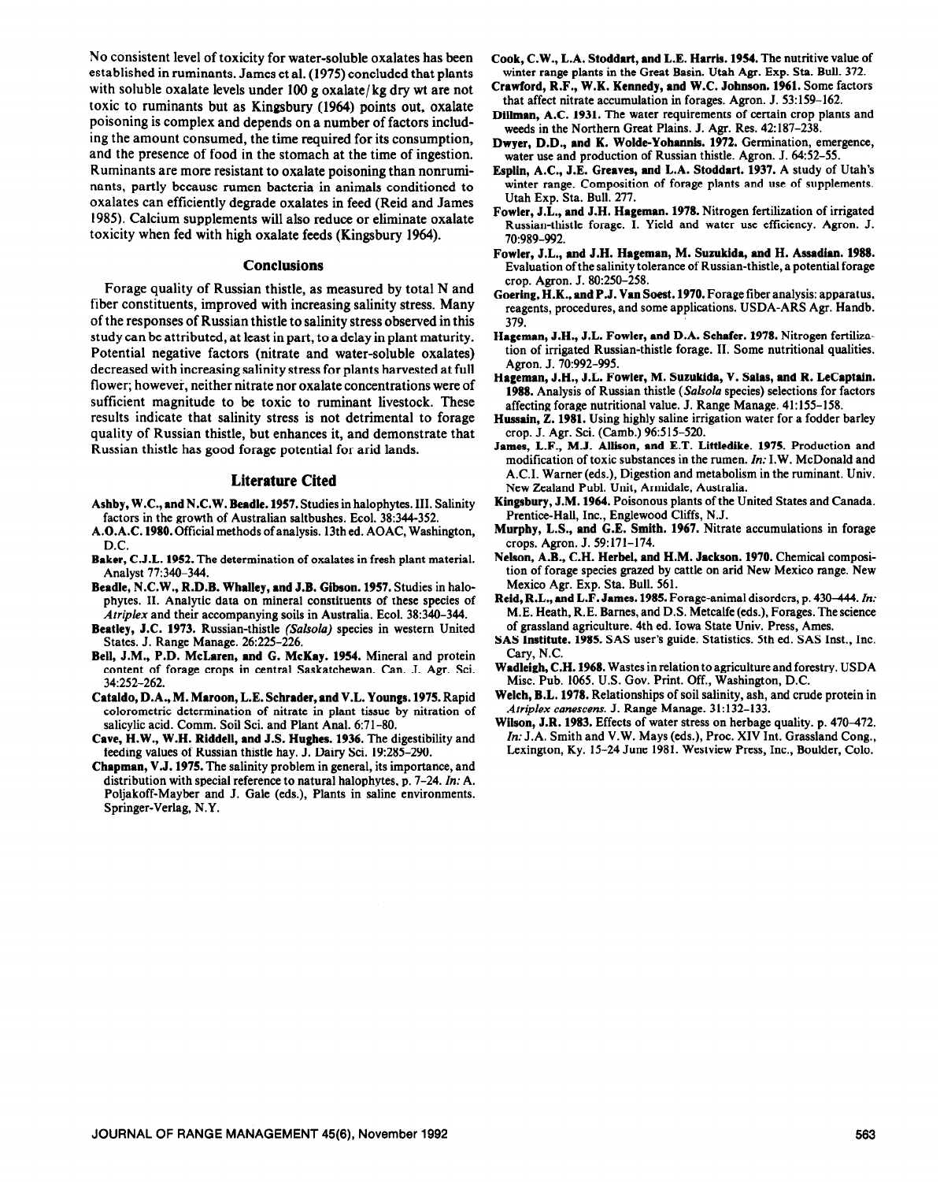No consistent level of toxicity for water-soluble oxalates has been established in ruminants. James et al. (1975) concluded that plants with soluble oxalate levels under 100 g oxalate/kg dry wt are not toxic to ruminants but as Kingsbury (1964) points out, oxalate poisoning is complex and depends on a number of factors including the amount consumed, the time required for its consumption, and the presence of food in the stomach at the time of ingestion. Ruminants are more resistant to oxalate poisoning than nonruminants, partly because rumen bacteria in animals conditioned to oxalates can efficiently degrade oxalates in feed (Reid and James 1985). Calcium supplements will also reduce or eliminate oxalate toxicity when fed with high oxalate feeds (Kingsbury 1964).

## Conclusions

Forage quality of Russian thistle, as measured by total N and fiber constituents, improved with increasing salinity stress. Many of the responses of Russian thistle to salinity stress observed in this study can be attributed, at least in part, to a delay in plant maturity. Potential negative factors (nitrate and water-soluble oxalates) decreased with increasing salinity stress for plants harvested at full flower; however, neither nitrate nor oxalate concentrations were of sufficient magnitude to be toxic to ruminant livestock. These results indicate that salinity stress is not detrimental to forage quality of Russian thistle, but enhances it, and demonstrate that Russian thistle has good forage potential for arid lands.

## Literature Cited

**Ashby, W.C., and N.C.W. Beadle. 1957.** Studies in halophytes. III. Salinity factors in the growth of Australian saltbushes. Ecol. 38:344-352.

**A.O.A.C. 1980.** Official methods of analysis. 13th ed. AOAC, Washington, D.C.

**Baker, C.J.L. 1952.** The determination of oxalates in fresh plant material. Analyst 77:340-344.

**Beadle, N.C.W., R.D.B. Whalley, and J.B. Gibson. 1957.** Studies in halophytes. II. Analytic data on mineral constituents of these species of *Atriplex* and their accompanying soils in Australia. Ecol. 38:340-344.

**Beatley, J.C. 1973.** Russian-thistle *(Salsola)* species in western United States. J. Range Manage. 26:225-226.

**Bell, J.M., P.D. McLaren, and G. McKay. 1954.** Mineral and protein content of forage crops in central Saskatchewan. Can. J. Agr. Sci. 34:252-262.

**Cataldo, D.A., M. Maroon, L.E. Schrader, and V.L. Youngs. 1975.** Rapid colorometric determination of nitrate in plant tissue by nitration of salicylic acid. Comm. Soil Sci. and Plant Anal. 6:71-80.

**Cave, H.W., W.H. Riddell, and J.S. Hughes. 1936.** The digestibility and feeding values of Russian thistle hay. J. Dairy Sci. 19:285-290.

**Chapman, V.J. 1975.** The salinity problem in general, its importance, and distribution with special reference to natural halophytes. p. 7-24. *In:* A. Poljakoff-Mayber and J. Gale (eds.), Plants in saline environments. Springer-Verlag, N.Y.

**Cook, C.W., L.A. Stoddart, and L.E. Harris. 1954.** The nutritive value of winter range plants in the Great Basin. Utah Agr. Exp. Sta. Bull. 372.

**Crawford, R.F., W.K. Kennedy, and W.C. Johnson. 1961.** Some factors that affect nitrate accumulation in forages. Agron. J. 53:159-162.

**Dillman, A.C. 1931.** The water requirements of certain crop plants and weeds in the Northern Great Plains. J. Agr. Res. 42:187-238.

**Dwyer, D.D., and K. Wolde-Yohannis. 1972.** Germination, emergence, water use and production of Russian thistle. Agron. J. 64:52-55.

**Esplin, A.C., J.E. Greaves, and L.A. Stoddart. 1937.** A study of Utah's winter range. Composition of forage plants and use of supplements. Utah Exp. Sta. Bull. 277.

**Fowler, J.L., and J.H. Hageman. 1978.** Nitrogen fertilization of irrigated Russian-thistle forage. I. Yield and water use efficiency. Agron. J. 70:989-992.

**Fowler, J.L., and J.H. Hageman, M. Suzukida, and H. Assadian. 1988.** Evaluation of the salinity tolerance of Russian-thistle, a potential forage crop. Agron. J. 80:250-258.

**Goering, H.K., and P.J. Van Soest. 1970.** Forage fiber analysis: apparatus, reagents, procedures, and some applications. USDA-ARS Agr. Handb. 379.

**Hageman, J.H., J.L. Fowler, and D.A. Schafer. 1978.** Nitrogen fertilization of irrigated Russian-thistle forage. II. Some nutritional qualities. Agron. J. 70:992-995.

**Hageman, J.H., J.L. Fowler, M. Suzukida, V. Salas, and R. LeCaptain. 1988.** Analysis of Russian thistle (*Salsola* species) selections for factors affecting forage nutritional value. J. Range Manage. 41:155-158.

**Hussain, Z. 1981.** Using highly saline irrigation water for a fodder barley crop. J. Agr. Sci. (Camb.) 96:515-520.

**James, L.F., M.J. Allison, and E.T. Littledike. 1975.** Production and modification of toxic substances in the rumen. *In:* I.W. McDonald and A.C.I. Warner (eds.), Digestion and metabolism in the ruminant. Univ. New Zealand Publ. Unit, Armidale, Australia.

**Kingsbury, J.M. 1964.** Poisonous plants of the United States and Canada. Prentice-Hall, Inc., Englewood Cliffs, N.J.

**Murphy, L.S., and G.E. Smith. 1967.** Nitrate accumulations in forage crops. Agron. J. 59:171-174.

**Nelson, A.B., C.H. Herbel, and H.M. Jackson. 1970.** Chemical composition of forage species grazed by cattle on arid New Mexico range. New Mexico Agr. Exp. Sta. Bull. 561.

**Reid, R.L., and L.F. James. 1985.** Forage-animal disorders, p. 430-444. *In:* M.E. Heath, R.E. Barnes, and D.S. Metcalfe (eds.), Forages. The science of grassland agriculture. 4th ed. Iowa State Univ. Press, Ames.

**SAS Institute. 1985.** SAS user's guide. Statistics. 5th ed. SAS Inst., Inc. Cary, N.C.

**Wadleigh, C.H. 1968.** Wastes in relation to agriculture and forestry. USDA Misc. Pub. 1065. U.S. Gov. Print. Off., Washington, D.C.

**Welch, B.L. 1978.** Relationships of soil salinity, ash, and crude protein in *Atriplex canescens.* J. Range Manage. 31:132-133.

**Wilson, J.R. 1983.** Effects of water stress on herbage quality. p. 470-472. *In:* J.A. Smith and V.W. Mays (eds.), Proc. XIV Int. Grassland Cong., Lexington, Ky. 15-24 June 1981. Westview Press, Inc., Boulder, Colo.